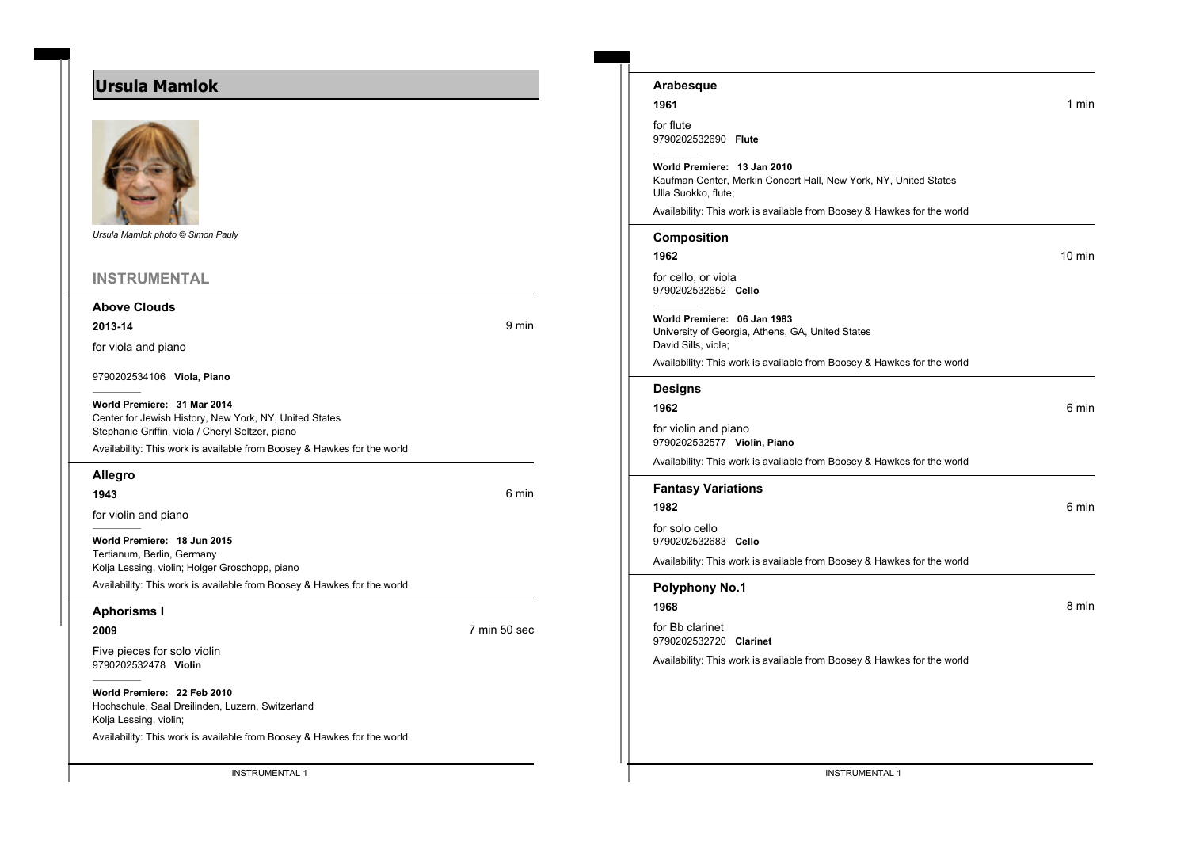# Ursula Mamlok

*Ursula Mamlok photo © Simon Pauly*

## INSTRUMENTAL

### Above Clouds

**2013-14** — 9 min

for viola and piano

9790202534106 **Viola, Piano**

**World Premiere: 31 Mar 2014**
Center for Jewish History, New York, NY, United States
Stephanie Griffin, viola / Cheryl Seltzer, piano

Availability: This work is available from Boosey & Hawkes for the world

### Allegro

**1943** — 6 min

for violin and piano

**World Premiere: 18 Jun 2015**
Tertianum, Berlin, Germany
Kolja Lessing, violin; Holger Groschopp, piano

Availability: This work is available from Boosey & Hawkes for the world

### Aphorisms I

**2009** — 7 min 50 sec

Five pieces for solo violin
9790202532478 **Violin**

**World Premiere: 22 Feb 2010**
Hochschule, Saal Dreilinden, Luzern, Switzerland
Kolja Lessing, violin;

Availability: This work is available from Boosey & Hawkes for the world

### Arabesque

**1961** — 1 min

for flute
9790202532690 **Flute**

**World Premiere: 13 Jan 2010**
Kaufman Center, Merkin Concert Hall, New York, NY, United States
Ulla Suokko, flute;

Availability: This work is available from Boosey & Hawkes for the world

### Composition

**1962** — 10 min

for cello, or viola
9790202532652 **Cello**

**World Premiere: 06 Jan 1983**
University of Georgia, Athens, GA, United States
David Sills, viola;

Availability: This work is available from Boosey & Hawkes for the world

### Designs

**1962** — 6 min

for violin and piano
9790202532577 **Violin, Piano**

Availability: This work is available from Boosey & Hawkes for the world

### Fantasy Variations

**1982** — 6 min

for solo cello
9790202532683 **Cello**

Availability: This work is available from Boosey & Hawkes for the world

### Polyphony No.1

**1968** — 8 min

for Bb clarinet
9790202532720 **Clarinet**

Availability: This work is available from Boosey & Hawkes for the world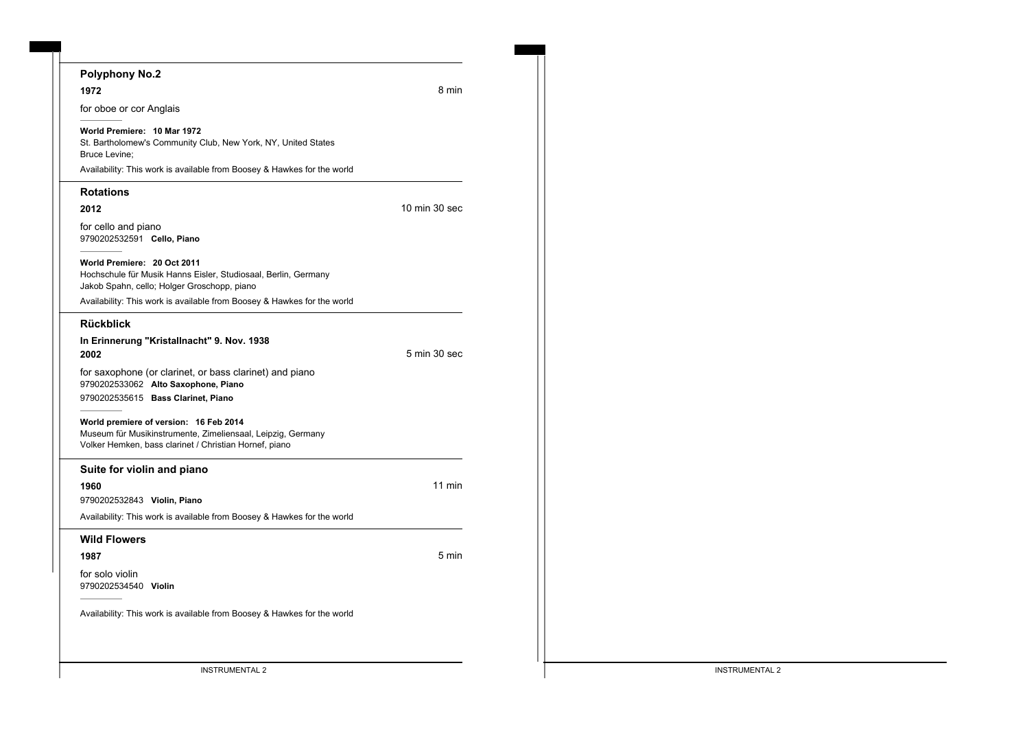## Polyphony No.2

**1972** 8 min

for oboe or cor Anglais

**World Premiere: 10 Mar 1972**
St. Bartholomew's Community Club, New York, NY, United States
Bruce Levine;

Availability: This work is available from Boosey & Hawkes for the world

## Rotations

**2012** 10 min 30 sec

for cello and piano
9790202532591 **Cello, Piano**

**World Premiere: 20 Oct 2011**
Hochschule für Musik Hanns Eisler, Studiosaal, Berlin, Germany
Jakob Spahn, cello; Holger Groschopp, piano

Availability: This work is available from Boosey & Hawkes for the world

## Rückblick

**In Erinnerung "Kristallnacht" 9. Nov. 1938**
**2002** 5 min 30 sec

for saxophone (or clarinet, or bass clarinet) and piano
9790202533062 **Alto Saxophone, Piano**
9790202535615 **Bass Clarinet, Piano**

**World premiere of version: 16 Feb 2014**
Museum für Musikinstrumente, Zimeliensaal, Leipzig, Germany
Volker Hemken, bass clarinet / Christian Hornef, piano

## Suite for violin and piano

**1960** 11 min

9790202532843 **Violin, Piano**

Availability: This work is available from Boosey & Hawkes for the world

## Wild Flowers

**1987** 5 min

for solo violin
9790202534540 **Violin**

Availability: This work is available from Boosey & Hawkes for the world